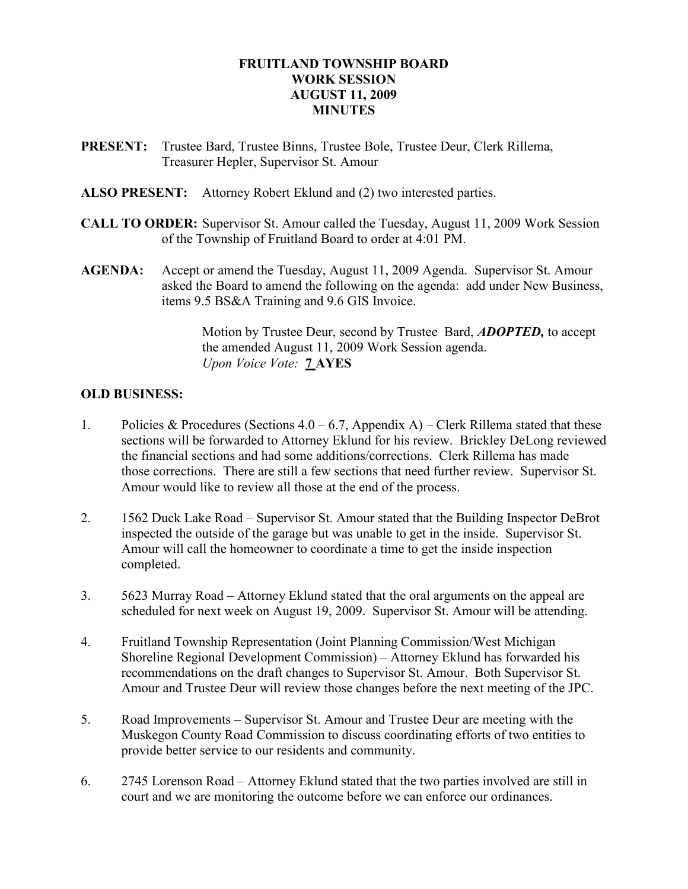# FRUITLAND TOWNSHIP BOARD
# WORK SESSION
# AUGUST 11, 2009
# MINUTES

**PRESENT:** Trustee Bard, Trustee Binns, Trustee Bole, Trustee Deur, Clerk Rillema, Treasurer Hepler, Supervisor St. Amour

**ALSO PRESENT:** Attorney Robert Eklund and (2) two interested parties.

**CALL TO ORDER:** Supervisor St. Amour called the Tuesday, August 11, 2009 Work Session of the Township of Fruitland Board to order at 4:01 PM.

**AGENDA:** Accept or amend the Tuesday, August 11, 2009 Agenda. Supervisor St. Amour asked the Board to amend the following on the agenda: add under New Business, items 9.5 BS&A Training and 9.6 GIS Invoice.

> Motion by Trustee Deur, second by Trustee Bard, ***ADOPTED,*** to accept the amended August 11, 2009 Work Session agenda.
> *Upon Voice Vote:* **7 AYES**

**OLD BUSINESS:**

1. Policies & Procedures (Sections 4.0 – 6.7, Appendix A) – Clerk Rillema stated that these sections will be forwarded to Attorney Eklund for his review. Brickley DeLong reviewed the financial sections and had some additions/corrections. Clerk Rillema has made those corrections. There are still a few sections that need further review. Supervisor St. Amour would like to review all those at the end of the process.

2. 1562 Duck Lake Road – Supervisor St. Amour stated that the Building Inspector DeBrot inspected the outside of the garage but was unable to get in the inside. Supervisor St. Amour will call the homeowner to coordinate a time to get the inside inspection completed.

3. 5623 Murray Road – Attorney Eklund stated that the oral arguments on the appeal are scheduled for next week on August 19, 2009. Supervisor St. Amour will be attending.

4. Fruitland Township Representation (Joint Planning Commission/West Michigan Shoreline Regional Development Commission) – Attorney Eklund has forwarded his recommendations on the draft changes to Supervisor St. Amour. Both Supervisor St. Amour and Trustee Deur will review those changes before the next meeting of the JPC.

5. Road Improvements – Supervisor St. Amour and Trustee Deur are meeting with the Muskegon County Road Commission to discuss coordinating efforts of two entities to provide better service to our residents and community.

6. 2745 Lorenson Road – Attorney Eklund stated that the two parties involved are still in court and we are monitoring the outcome before we can enforce our ordinances.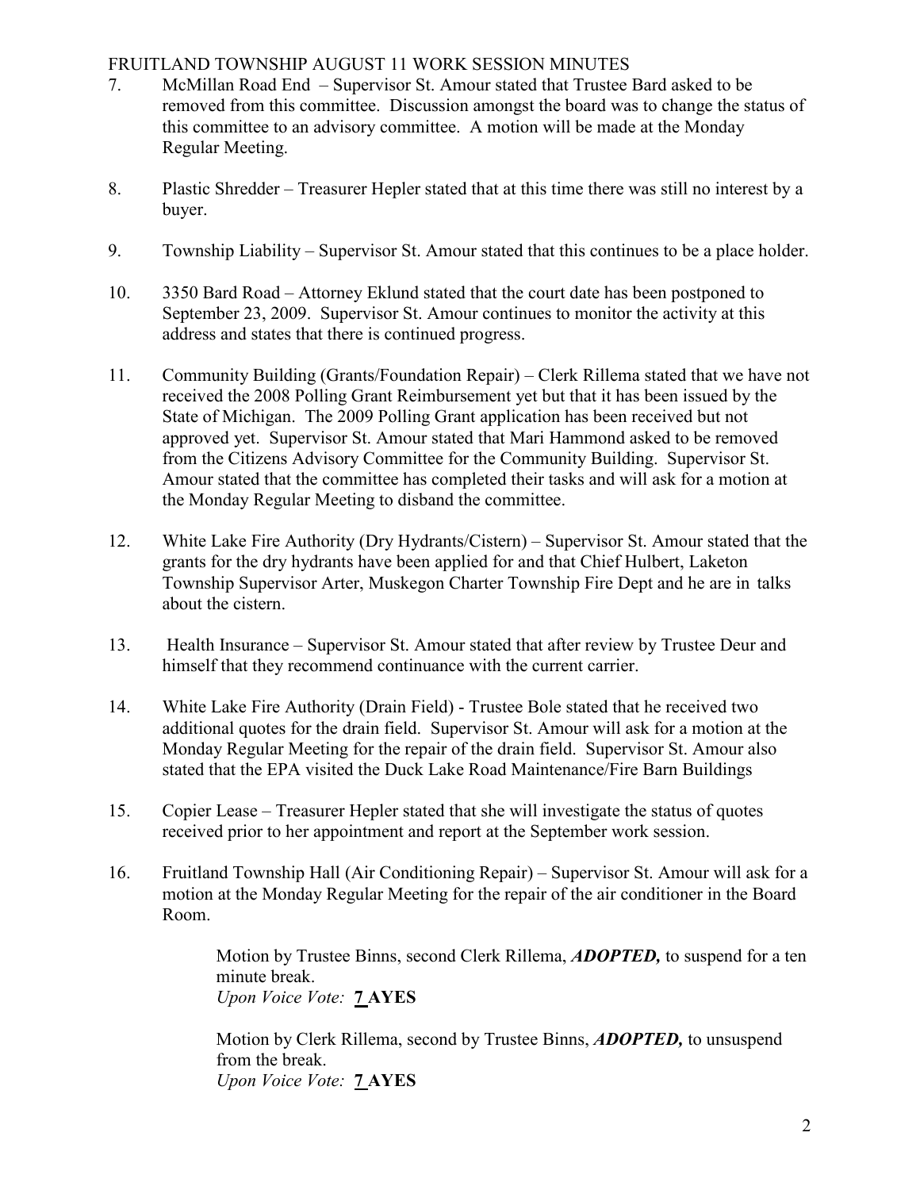FRUITLAND TOWNSHIP AUGUST 11 WORK SESSION MINUTES

7. McMillan Road End – Supervisor St. Amour stated that Trustee Bard asked to be removed from this committee. Discussion amongst the board was to change the status of this committee to an advisory committee. A motion will be made at the Monday Regular Meeting.

8. Plastic Shredder – Treasurer Hepler stated that at this time there was still no interest by a buyer.

9. Township Liability – Supervisor St. Amour stated that this continues to be a place holder.

10. 3350 Bard Road – Attorney Eklund stated that the court date has been postponed to September 23, 2009. Supervisor St. Amour continues to monitor the activity at this address and states that there is continued progress.

11. Community Building (Grants/Foundation Repair) – Clerk Rillema stated that we have not received the 2008 Polling Grant Reimbursement yet but that it has been issued by the State of Michigan. The 2009 Polling Grant application has been received but not approved yet. Supervisor St. Amour stated that Mari Hammond asked to be removed from the Citizens Advisory Committee for the Community Building. Supervisor St. Amour stated that the committee has completed their tasks and will ask for a motion at the Monday Regular Meeting to disband the committee.

12. White Lake Fire Authority (Dry Hydrants/Cistern) – Supervisor St. Amour stated that the grants for the dry hydrants have been applied for and that Chief Hulbert, Laketon Township Supervisor Arter, Muskegon Charter Township Fire Dept and he are in talks about the cistern.

13. Health Insurance – Supervisor St. Amour stated that after review by Trustee Deur and himself that they recommend continuance with the current carrier.

14. White Lake Fire Authority (Drain Field) - Trustee Bole stated that he received two additional quotes for the drain field. Supervisor St. Amour will ask for a motion at the Monday Regular Meeting for the repair of the drain field. Supervisor St. Amour also stated that the EPA visited the Duck Lake Road Maintenance/Fire Barn Buildings

15. Copier Lease – Treasurer Hepler stated that she will investigate the status of quotes received prior to her appointment and report at the September work session.

16. Fruitland Township Hall (Air Conditioning Repair) – Supervisor St. Amour will ask for a motion at the Monday Regular Meeting for the repair of the air conditioner in the Board Room.

> Motion by Trustee Binns, second Clerk Rillema, ***ADOPTED,*** to suspend for a ten minute break.
> *Upon Voice Vote:* **7 AYES**
>
> Motion by Clerk Rillema, second by Trustee Binns, ***ADOPTED,*** to unsuspend from the break.
> *Upon Voice Vote:* **7 AYES**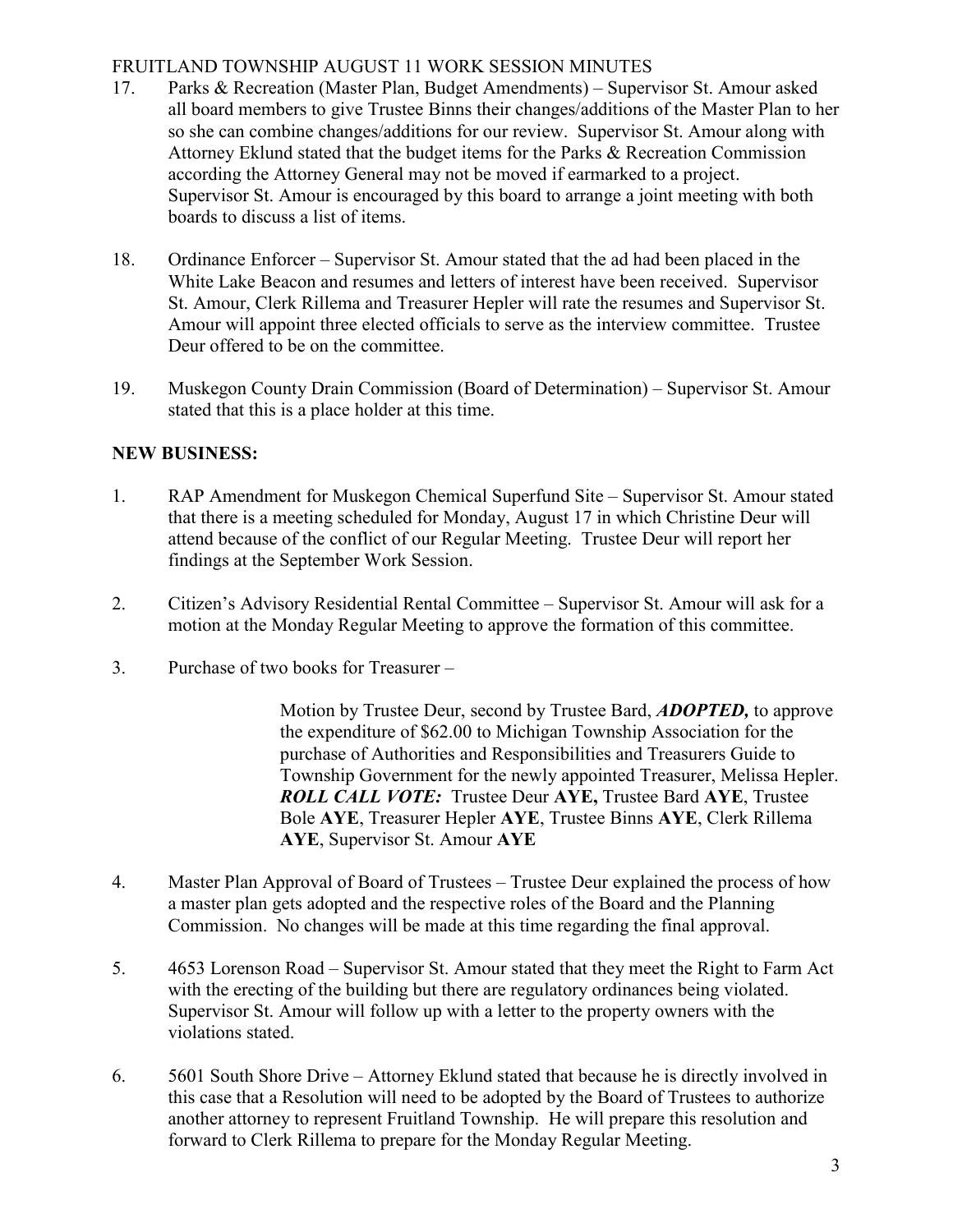FRUITLAND TOWNSHIP AUGUST 11 WORK SESSION MINUTES

17. Parks & Recreation (Master Plan, Budget Amendments) – Supervisor St. Amour asked all board members to give Trustee Binns their changes/additions of the Master Plan to her so she can combine changes/additions for our review. Supervisor St. Amour along with Attorney Eklund stated that the budget items for the Parks & Recreation Commission according the Attorney General may not be moved if earmarked to a project. Supervisor St. Amour is encouraged by this board to arrange a joint meeting with both boards to discuss a list of items.

18. Ordinance Enforcer – Supervisor St. Amour stated that the ad had been placed in the White Lake Beacon and resumes and letters of interest have been received. Supervisor St. Amour, Clerk Rillema and Treasurer Hepler will rate the resumes and Supervisor St. Amour will appoint three elected officials to serve as the interview committee. Trustee Deur offered to be on the committee.

19. Muskegon County Drain Commission (Board of Determination) – Supervisor St. Amour stated that this is a place holder at this time.

**NEW BUSINESS:**

1. RAP Amendment for Muskegon Chemical Superfund Site – Supervisor St. Amour stated that there is a meeting scheduled for Monday, August 17 in which Christine Deur will attend because of the conflict of our Regular Meeting. Trustee Deur will report her findings at the September Work Session.

2. Citizen's Advisory Residential Rental Committee – Supervisor St. Amour will ask for a motion at the Monday Regular Meeting to approve the formation of this committee.

3. Purchase of two books for Treasurer –

   Motion by Trustee Deur, second by Trustee Bard, ***ADOPTED,*** to approve the expenditure of $62.00 to Michigan Township Association for the purchase of Authorities and Responsibilities and Treasurers Guide to Township Government for the newly appointed Treasurer, Melissa Hepler. ***ROLL CALL VOTE:*** Trustee Deur **AYE,** Trustee Bard **AYE**, Trustee Bole **AYE**, Treasurer Hepler **AYE**, Trustee Binns **AYE**, Clerk Rillema **AYE**, Supervisor St. Amour **AYE**

4. Master Plan Approval of Board of Trustees – Trustee Deur explained the process of how a master plan gets adopted and the respective roles of the Board and the Planning Commission. No changes will be made at this time regarding the final approval.

5. 4653 Lorenson Road – Supervisor St. Amour stated that they meet the Right to Farm Act with the erecting of the building but there are regulatory ordinances being violated. Supervisor St. Amour will follow up with a letter to the property owners with the violations stated.

6. 5601 South Shore Drive – Attorney Eklund stated that because he is directly involved in this case that a Resolution will need to be adopted by the Board of Trustees to authorize another attorney to represent Fruitland Township. He will prepare this resolution and forward to Clerk Rillema to prepare for the Monday Regular Meeting.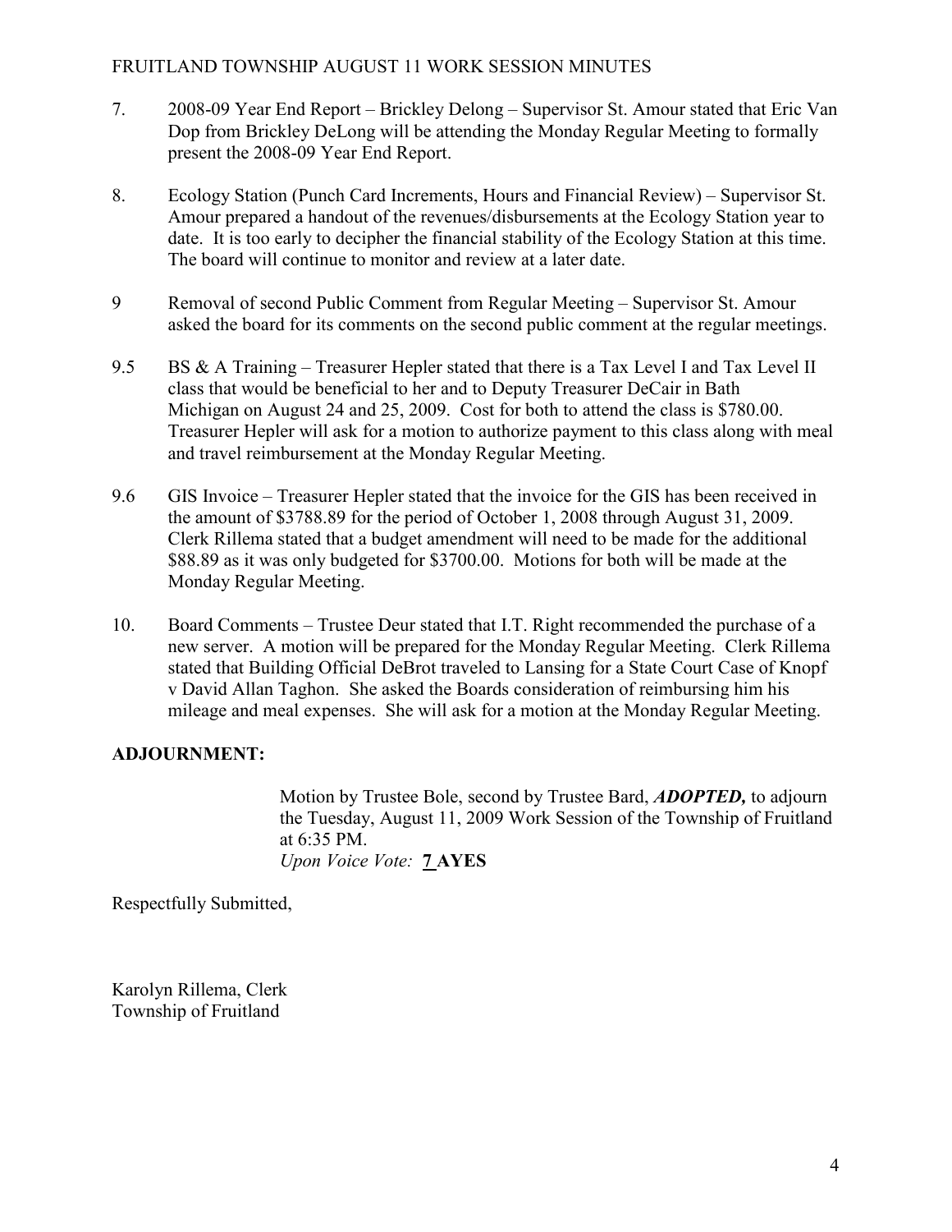7. 2008-09 Year End Report – Brickley Delong – Supervisor St. Amour stated that Eric Van Dop from Brickley DeLong will be attending the Monday Regular Meeting to formally present the 2008-09 Year End Report.

8. Ecology Station (Punch Card Increments, Hours and Financial Review) – Supervisor St. Amour prepared a handout of the revenues/disbursements at the Ecology Station year to date. It is too early to decipher the financial stability of the Ecology Station at this time. The board will continue to monitor and review at a later date.

9 Removal of second Public Comment from Regular Meeting – Supervisor St. Amour asked the board for its comments on the second public comment at the regular meetings.

9.5 BS & A Training – Treasurer Hepler stated that there is a Tax Level I and Tax Level II class that would be beneficial to her and to Deputy Treasurer DeCair in Bath Michigan on August 24 and 25, 2009. Cost for both to attend the class is $780.00. Treasurer Hepler will ask for a motion to authorize payment to this class along with meal and travel reimbursement at the Monday Regular Meeting.

9.6 GIS Invoice – Treasurer Hepler stated that the invoice for the GIS has been received in the amount of $3788.89 for the period of October 1, 2008 through August 31, 2009. Clerk Rillema stated that a budget amendment will need to be made for the additional $88.89 as it was only budgeted for $3700.00. Motions for both will be made at the Monday Regular Meeting.

10. Board Comments – Trustee Deur stated that I.T. Right recommended the purchase of a new server. A motion will be prepared for the Monday Regular Meeting. Clerk Rillema stated that Building Official DeBrot traveled to Lansing for a State Court Case of Knopf v David Allan Taghon. She asked the Boards consideration of reimbursing him his mileage and meal expenses. She will ask for a motion at the Monday Regular Meeting.

**ADJOURNMENT:**

Motion by Trustee Bole, second by Trustee Bard, ***ADOPTED,*** to adjourn the Tuesday, August 11, 2009 Work Session of the Township of Fruitland at 6:35 PM.
*Upon Voice Vote:* **7 AYES**

Respectfully Submitted,

Karolyn Rillema, Clerk
Township of Fruitland